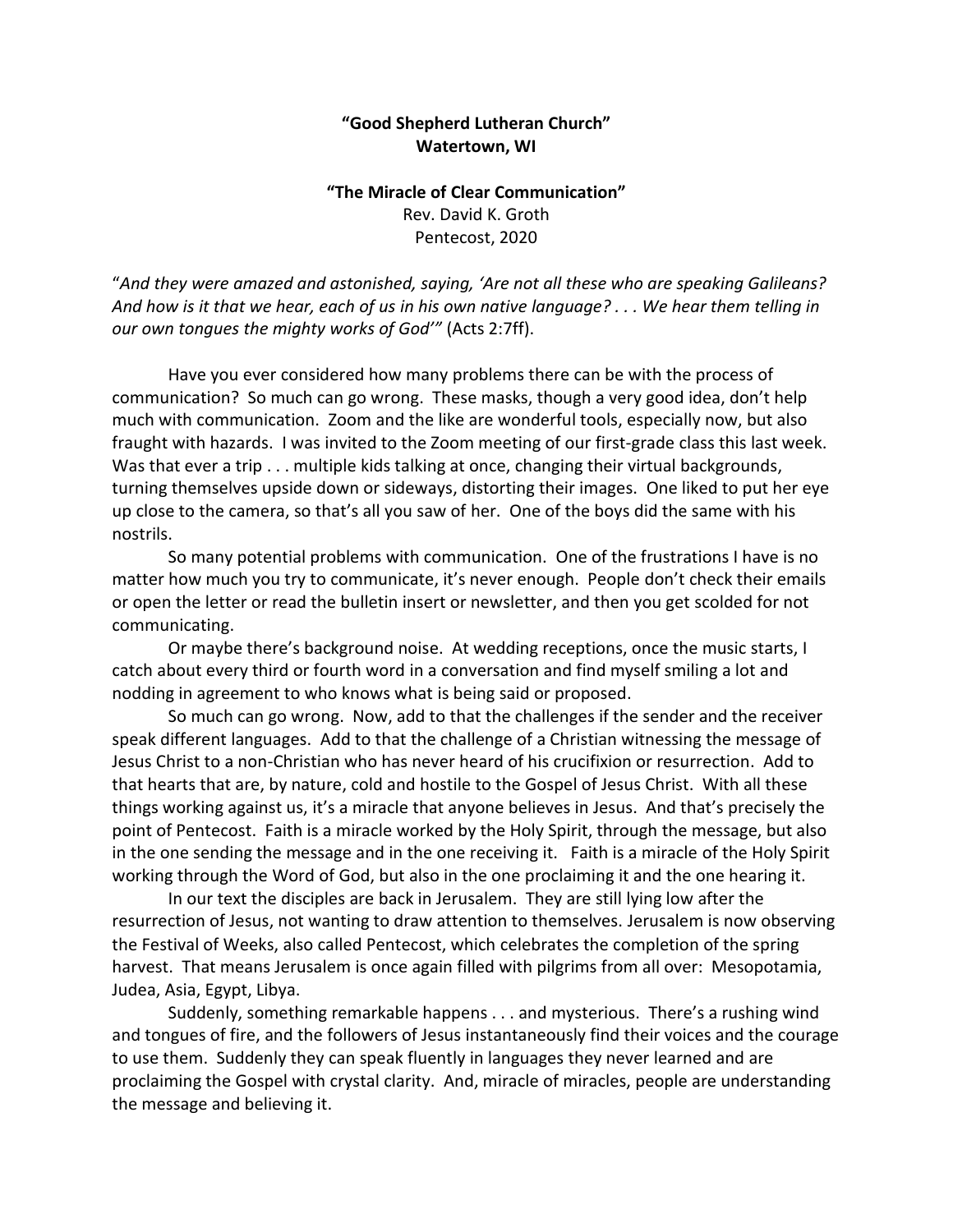**“Good Shepherd Lutheran Church”**
**Watertown, WI**

**“The Miracle of Clear Communication”**
Rev. David K. Groth
Pentecost, 2020

“*And they were amazed and astonished, saying, ‘Are not all these who are speaking Galileans? And how is it that we hear, each of us in his own native language? . . . We hear them telling in our own tongues the mighty works of God’”* (Acts 2:7ff).

Have you ever considered how many problems there can be with the process of communication? So much can go wrong. These masks, though a very good idea, don’t help much with communication. Zoom and the like are wonderful tools, especially now, but also fraught with hazards. I was invited to the Zoom meeting of our first-grade class this last week. Was that ever a trip . . . multiple kids talking at once, changing their virtual backgrounds, turning themselves upside down or sideways, distorting their images. One liked to put her eye up close to the camera, so that’s all you saw of her. One of the boys did the same with his nostrils.

So many potential problems with communication. One of the frustrations I have is no matter how much you try to communicate, it’s never enough. People don’t check their emails or open the letter or read the bulletin insert or newsletter, and then you get scolded for not communicating.

Or maybe there’s background noise. At wedding receptions, once the music starts, I catch about every third or fourth word in a conversation and find myself smiling a lot and nodding in agreement to who knows what is being said or proposed.

So much can go wrong. Now, add to that the challenges if the sender and the receiver speak different languages. Add to that the challenge of a Christian witnessing the message of Jesus Christ to a non-Christian who has never heard of his crucifixion or resurrection. Add to that hearts that are, by nature, cold and hostile to the Gospel of Jesus Christ. With all these things working against us, it’s a miracle that anyone believes in Jesus. And that’s precisely the point of Pentecost. Faith is a miracle worked by the Holy Spirit, through the message, but also in the one sending the message and in the one receiving it. Faith is a miracle of the Holy Spirit working through the Word of God, but also in the one proclaiming it and the one hearing it.

In our text the disciples are back in Jerusalem. They are still lying low after the resurrection of Jesus, not wanting to draw attention to themselves. Jerusalem is now observing the Festival of Weeks, also called Pentecost, which celebrates the completion of the spring harvest. That means Jerusalem is once again filled with pilgrims from all over: Mesopotamia, Judea, Asia, Egypt, Libya.

Suddenly, something remarkable happens . . . and mysterious. There’s a rushing wind and tongues of fire, and the followers of Jesus instantaneously find their voices and the courage to use them. Suddenly they can speak fluently in languages they never learned and are proclaiming the Gospel with crystal clarity. And, miracle of miracles, people are understanding the message and believing it.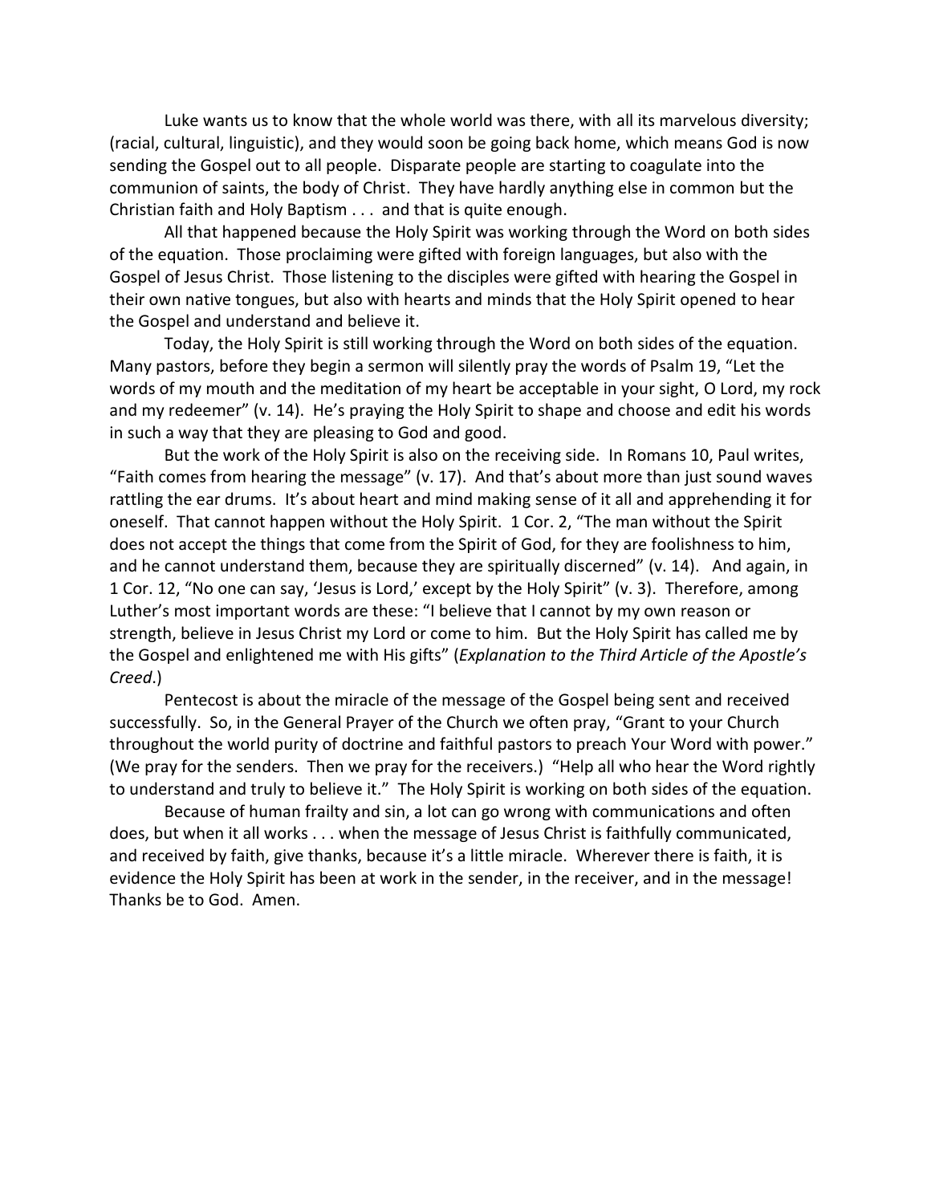Luke wants us to know that the whole world was there, with all its marvelous diversity; (racial, cultural, linguistic), and they would soon be going back home, which means God is now sending the Gospel out to all people. Disparate people are starting to coagulate into the communion of saints, the body of Christ. They have hardly anything else in common but the Christian faith and Holy Baptism . . . and that is quite enough.

All that happened because the Holy Spirit was working through the Word on both sides of the equation. Those proclaiming were gifted with foreign languages, but also with the Gospel of Jesus Christ. Those listening to the disciples were gifted with hearing the Gospel in their own native tongues, but also with hearts and minds that the Holy Spirit opened to hear the Gospel and understand and believe it.

Today, the Holy Spirit is still working through the Word on both sides of the equation. Many pastors, before they begin a sermon will silently pray the words of Psalm 19, "Let the words of my mouth and the meditation of my heart be acceptable in your sight, O Lord, my rock and my redeemer" (v. 14). He's praying the Holy Spirit to shape and choose and edit his words in such a way that they are pleasing to God and good.

But the work of the Holy Spirit is also on the receiving side. In Romans 10, Paul writes, "Faith comes from hearing the message" (v. 17). And that's about more than just sound waves rattling the ear drums. It's about heart and mind making sense of it all and apprehending it for oneself. That cannot happen without the Holy Spirit. 1 Cor. 2, "The man without the Spirit does not accept the things that come from the Spirit of God, for they are foolishness to him, and he cannot understand them, because they are spiritually discerned" (v. 14). And again, in 1 Cor. 12, "No one can say, 'Jesus is Lord,' except by the Holy Spirit" (v. 3). Therefore, among Luther's most important words are these: "I believe that I cannot by my own reason or strength, believe in Jesus Christ my Lord or come to him. But the Holy Spirit has called me by the Gospel and enlightened me with His gifts" (*Explanation to the Third Article of the Apostle's Creed*.)

Pentecost is about the miracle of the message of the Gospel being sent and received successfully. So, in the General Prayer of the Church we often pray, "Grant to your Church throughout the world purity of doctrine and faithful pastors to preach Your Word with power." (We pray for the senders. Then we pray for the receivers.) "Help all who hear the Word rightly to understand and truly to believe it." The Holy Spirit is working on both sides of the equation.

Because of human frailty and sin, a lot can go wrong with communications and often does, but when it all works . . . when the message of Jesus Christ is faithfully communicated, and received by faith, give thanks, because it's a little miracle. Wherever there is faith, it is evidence the Holy Spirit has been at work in the sender, in the receiver, and in the message! Thanks be to God. Amen.